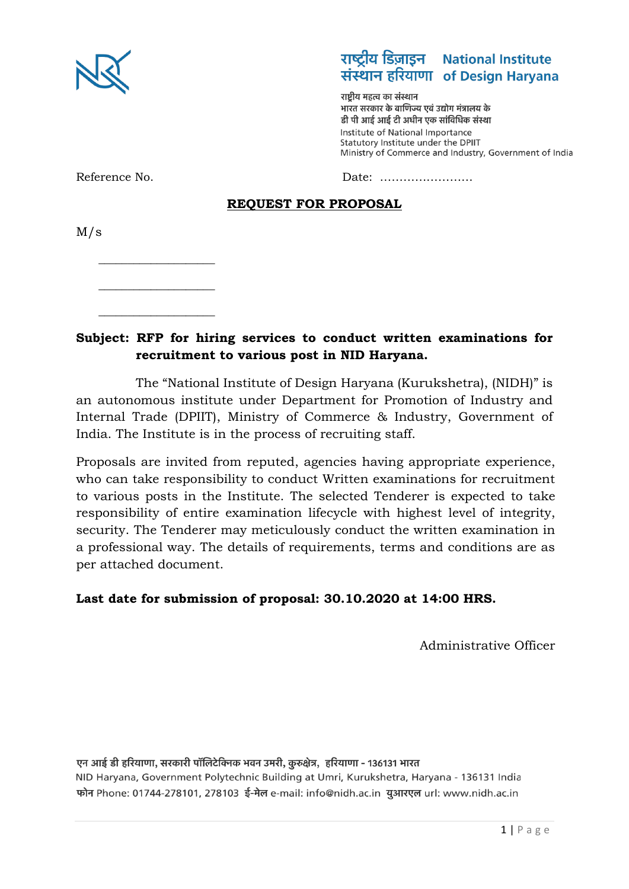राष्ट्रीय डिज़ाइन संस्थान हरियाणा **National Institute of Design Haryana**

राष्ट्रीय महत्व का संस्थान
भारत सरकार के वाणिज्य एवं उद्योग मंत्रालय के
डी पी आई आई टी अधीन एक सांविधिक संस्था
Institute of National Importance
Statutory Institute under the DPIIT
Ministry of Commerce and Industry, Government of India

Reference No. Date: ……………………

## REQUEST FOR PROPOSAL

M/s

\_\_\_\_\_\_\_\_\_\_\_\_\_\_\_\_\_\_

\_\_\_\_\_\_\_\_\_\_\_\_\_\_\_\_\_\_

\_\_\_\_\_\_\_\_\_\_\_\_\_\_\_\_\_\_

**Subject: RFP for hiring services to conduct written examinations for recruitment to various post in NID Haryana.**

The "National Institute of Design Haryana (Kurukshetra), (NIDH)" is an autonomous institute under Department for Promotion of Industry and Internal Trade (DPIIT), Ministry of Commerce & Industry, Government of India. The Institute is in the process of recruiting staff.

Proposals are invited from reputed, agencies having appropriate experience, who can take responsibility to conduct Written examinations for recruitment to various posts in the Institute. The selected Tenderer is expected to take responsibility of entire examination lifecycle with highest level of integrity, security. The Tenderer may meticulously conduct the written examination in a professional way. The details of requirements, terms and conditions are as per attached document.

**Last date for submission of proposal: 30.10.2020 at 14:00 HRS.**

Administrative Officer

एन आई डी हरियाणा, सरकारी पॉलिटेक्निक भवन उमरी, कुरुक्षेत्र, हरियाणा - 136131 भारत
NID Haryana, Government Polytechnic Building at Umri, Kurukshetra, Haryana - 136131 India
फोन Phone: 01744-278101, 278103 ई-मेल e-mail: info@nidh.ac.in युआरएल url: www.nidh.ac.in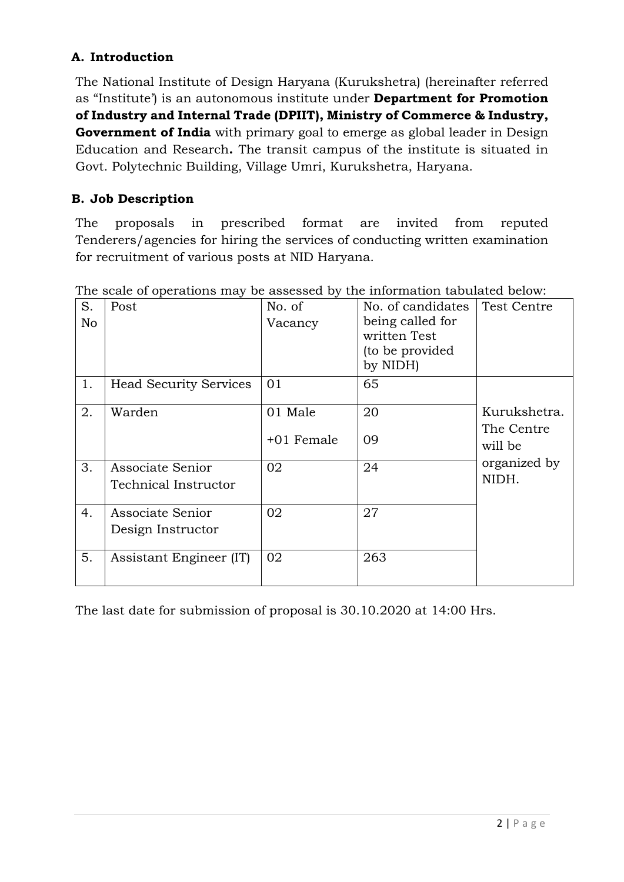**A. Introduction**

The National Institute of Design Haryana (Kurukshetra) (hereinafter referred as "Institute') is an autonomous institute under **Department for Promotion of Industry and Internal Trade (DPIIT), Ministry of Commerce & Industry, Government of India** with primary goal to emerge as global leader in Design Education and Research**.** The transit campus of the institute is situated in Govt. Polytechnic Building, Village Umri, Kurukshetra, Haryana.

**B. Job Description**

The proposals in prescribed format are invited from reputed Tenderers/agencies for hiring the services of conducting written examination for recruitment of various posts at NID Haryana.

The scale of operations may be assessed by the information tabulated below:

| S. No | Post | No. of Vacancy | No. of candidates being called for written Test (to be provided by NIDH) | Test Centre |
|---|---|---|---|---|
| 1. | Head Security Services | 01 | 65 | Kurukshetra. The Centre will be organized by NIDH. |
| 2. | Warden | 01 Male<br>+01 Female | 20<br>09 | |
| 3. | Associate Senior Technical Instructor | 02 | 24 | |
| 4. | Associate Senior Design Instructor | 02 | 27 | |
| 5. | Assistant Engineer (IT) | 02 | 263 | |

The last date for submission of proposal is 30.10.2020 at 14:00 Hrs.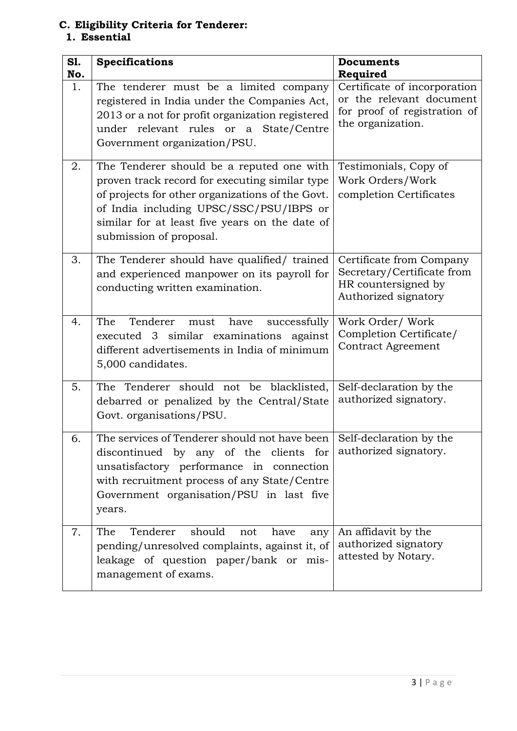**C. Eligibility Criteria for Tenderer:**

**1. Essential**

| Sl. No. | Specifications | Documents Required |
|---|---|---|
| 1. | The tenderer must be a limited company registered in India under the Companies Act, 2013 or a not for profit organization registered under relevant rules or a State/Centre Government organization/PSU. | Certificate of incorporation or the relevant document for proof of registration of the organization. |
| 2. | The Tenderer should be a reputed one with proven track record for executing similar type of projects for other organizations of the Govt. of India including UPSC/SSC/PSU/IBPS or similar for at least five years on the date of submission of proposal. | Testimonials, Copy of Work Orders/Work completion Certificates |
| 3. | The Tenderer should have qualified/ trained and experienced manpower on its payroll for conducting written examination. | Certificate from Company Secretary/Certificate from HR countersigned by Authorized signatory |
| 4. | The Tenderer must have successfully executed 3 similar examinations against different advertisements in India of minimum 5,000 candidates. | Work Order/ Work Completion Certificate/ Contract Agreement |
| 5. | The Tenderer should not be blacklisted, debarred or penalized by the Central/State Govt. organisations/PSU. | Self-declaration by the authorized signatory. |
| 6. | The services of Tenderer should not have been discontinued by any of the clients for unsatisfactory performance in connection with recruitment process of any State/Centre Government organisation/PSU in last five years. | Self-declaration by the authorized signatory. |
| 7. | The Tenderer should not have any pending/unresolved complaints, against it, of leakage of question paper/bank or mis-management of exams. | An affidavit by the authorized signatory attested by Notary. |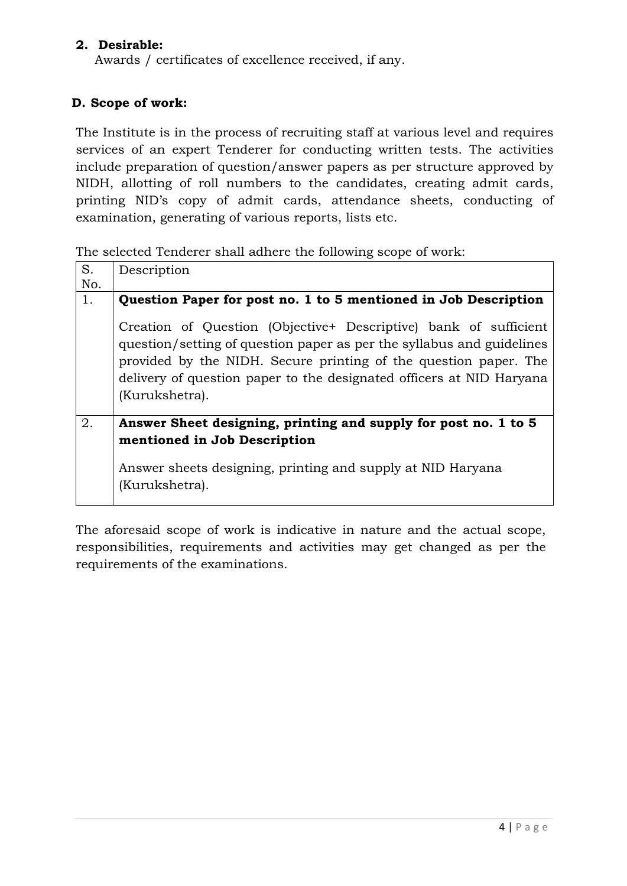**2. Desirable:**

Awards / certificates of excellence received, if any.

**D. Scope of work:**

The Institute is in the process of recruiting staff at various level and requires services of an expert Tenderer for conducting written tests. The activities include preparation of question/answer papers as per structure approved by NIDH, allotting of roll numbers to the candidates, creating admit cards, printing NID's copy of admit cards, attendance sheets, conducting of examination, generating of various reports, lists etc.

The selected Tenderer shall adhere the following scope of work:

| S. No. | Description |
|---|---|
| 1. | **Question Paper for post no. 1 to 5 mentioned in Job Description**<br><br>Creation of Question (Objective+ Descriptive) bank of sufficient question/setting of question paper as per the syllabus and guidelines provided by the NIDH. Secure printing of the question paper. The delivery of question paper to the designated officers at NID Haryana (Kurukshetra). |
| 2. | **Answer Sheet designing, printing and supply for post no. 1 to 5 mentioned in Job Description**<br><br>Answer sheets designing, printing and supply at NID Haryana (Kurukshetra). |

The aforesaid scope of work is indicative in nature and the actual scope, responsibilities, requirements and activities may get changed as per the requirements of the examinations.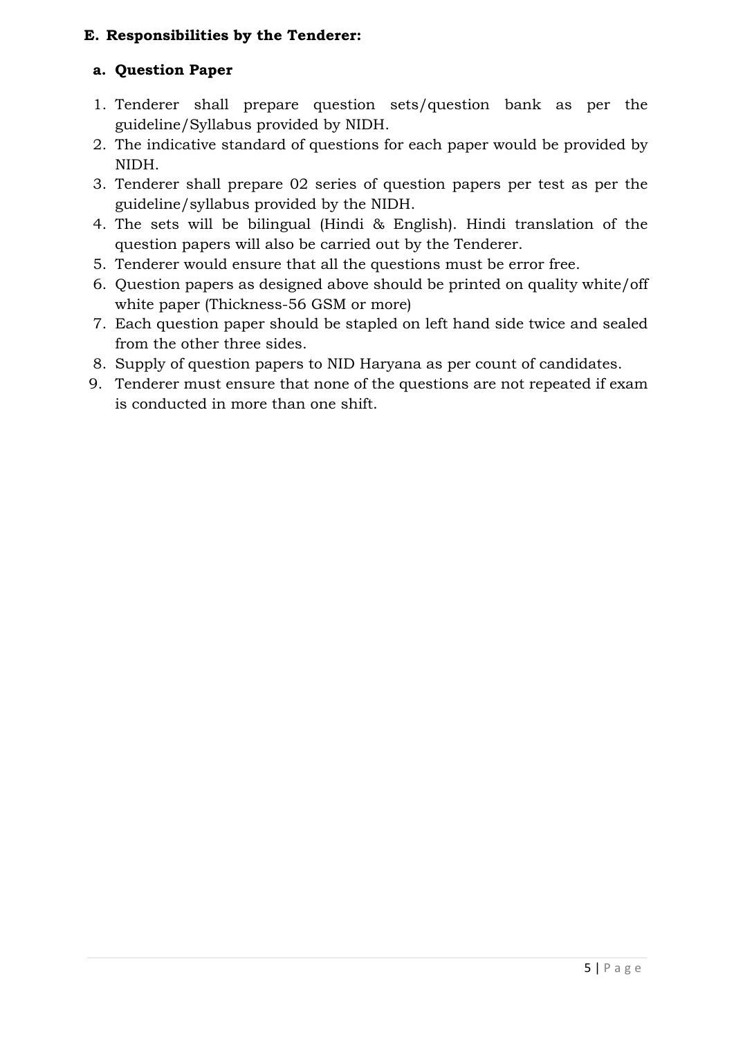## E. Responsibilities by the Tenderer:

### a. Question Paper

1. Tenderer shall prepare question sets/question bank as per the guideline/Syllabus provided by NIDH.
2. The indicative standard of questions for each paper would be provided by NIDH.
3. Tenderer shall prepare 02 series of question papers per test as per the guideline/syllabus provided by the NIDH.
4. The sets will be bilingual (Hindi & English). Hindi translation of the question papers will also be carried out by the Tenderer.
5. Tenderer would ensure that all the questions must be error free.
6. Question papers as designed above should be printed on quality white/off white paper (Thickness-56 GSM or more)
7. Each question paper should be stapled on left hand side twice and sealed from the other three sides.
8. Supply of question papers to NID Haryana as per count of candidates.
9. Tenderer must ensure that none of the questions are not repeated if exam is conducted in more than one shift.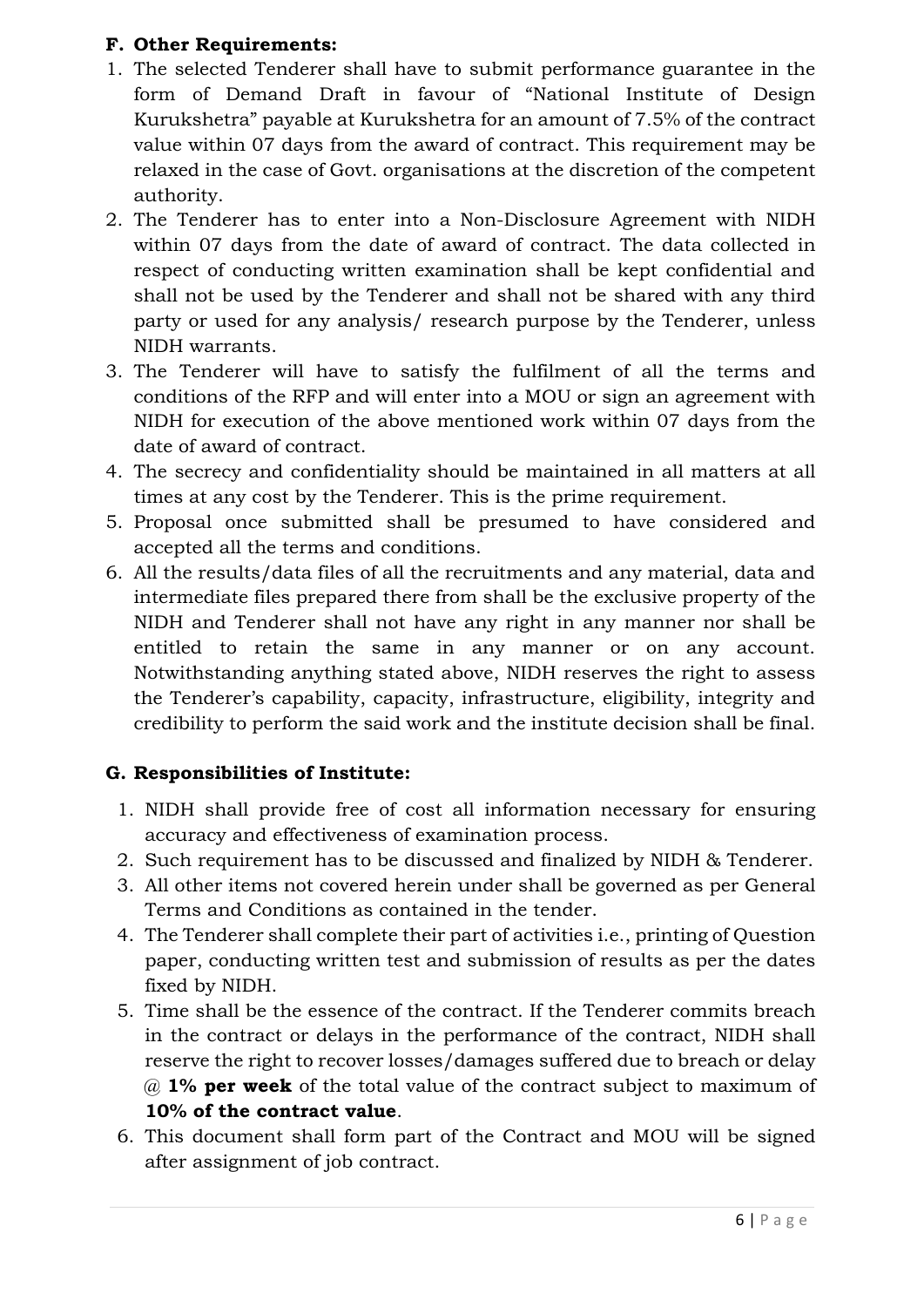**F. Other Requirements:**

1. The selected Tenderer shall have to submit performance guarantee in the form of Demand Draft in favour of "National Institute of Design Kurukshetra" payable at Kurukshetra for an amount of 7.5% of the contract value within 07 days from the award of contract. This requirement may be relaxed in the case of Govt. organisations at the discretion of the competent authority.
2. The Tenderer has to enter into a Non-Disclosure Agreement with NIDH within 07 days from the date of award of contract. The data collected in respect of conducting written examination shall be kept confidential and shall not be used by the Tenderer and shall not be shared with any third party or used for any analysis/ research purpose by the Tenderer, unless NIDH warrants.
3. The Tenderer will have to satisfy the fulfilment of all the terms and conditions of the RFP and will enter into a MOU or sign an agreement with NIDH for execution of the above mentioned work within 07 days from the date of award of contract.
4. The secrecy and confidentiality should be maintained in all matters at all times at any cost by the Tenderer. This is the prime requirement.
5. Proposal once submitted shall be presumed to have considered and accepted all the terms and conditions.
6. All the results/data files of all the recruitments and any material, data and intermediate files prepared there from shall be the exclusive property of the NIDH and Tenderer shall not have any right in any manner nor shall be entitled to retain the same in any manner or on any account. Notwithstanding anything stated above, NIDH reserves the right to assess the Tenderer's capability, capacity, infrastructure, eligibility, integrity and credibility to perform the said work and the institute decision shall be final.

**G. Responsibilities of Institute:**

1. NIDH shall provide free of cost all information necessary for ensuring accuracy and effectiveness of examination process.
2. Such requirement has to be discussed and finalized by NIDH & Tenderer.
3. All other items not covered herein under shall be governed as per General Terms and Conditions as contained in the tender.
4. The Tenderer shall complete their part of activities i.e., printing of Question paper, conducting written test and submission of results as per the dates fixed by NIDH.
5. Time shall be the essence of the contract. If the Tenderer commits breach in the contract or delays in the performance of the contract, NIDH shall reserve the right to recover losses/damages suffered due to breach or delay @ **1% per week** of the total value of the contract subject to maximum of **10% of the contract value**.
6. This document shall form part of the Contract and MOU will be signed after assignment of job contract.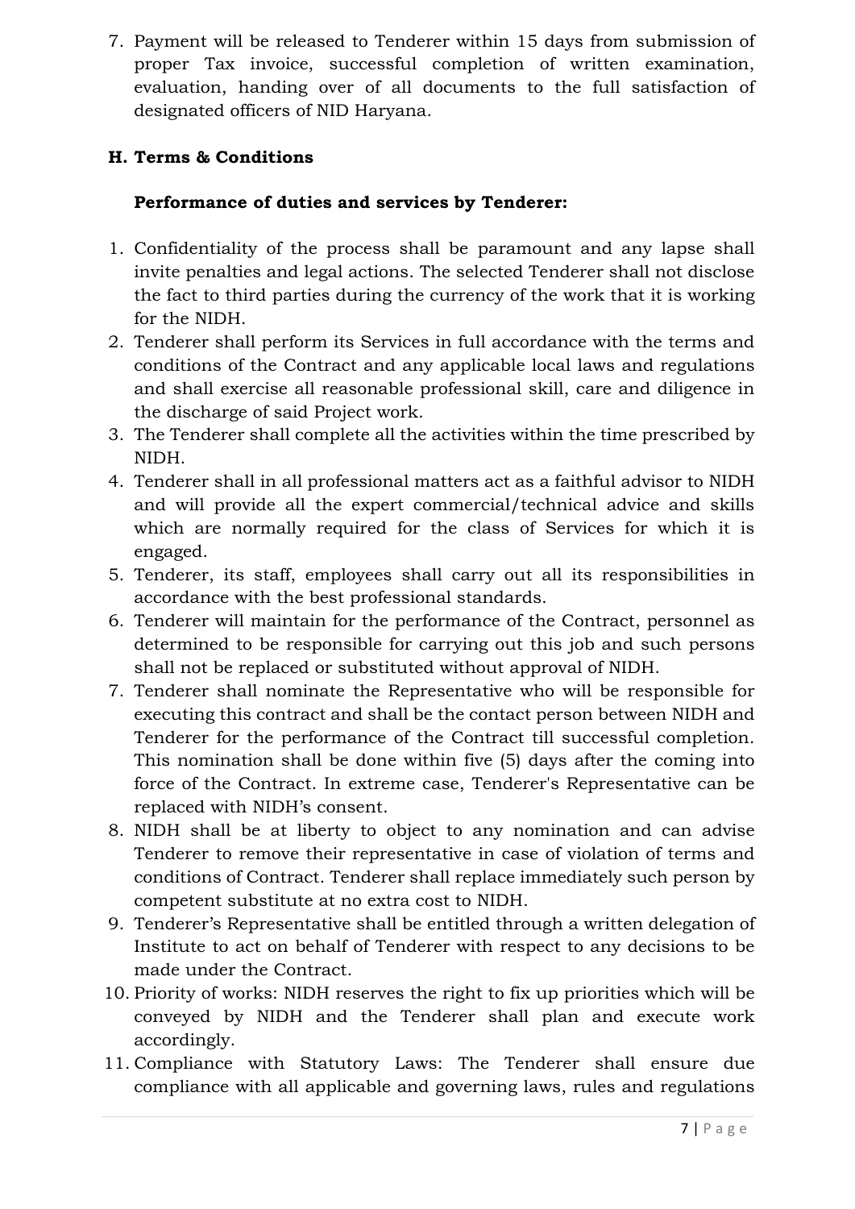7. Payment will be released to Tenderer within 15 days from submission of proper Tax invoice, successful completion of written examination, evaluation, handing over of all documents to the full satisfaction of designated officers of NID Haryana.

## H. Terms & Conditions

### Performance of duties and services by Tenderer:

1. Confidentiality of the process shall be paramount and any lapse shall invite penalties and legal actions. The selected Tenderer shall not disclose the fact to third parties during the currency of the work that it is working for the NIDH.
2. Tenderer shall perform its Services in full accordance with the terms and conditions of the Contract and any applicable local laws and regulations and shall exercise all reasonable professional skill, care and diligence in the discharge of said Project work.
3. The Tenderer shall complete all the activities within the time prescribed by NIDH.
4. Tenderer shall in all professional matters act as a faithful advisor to NIDH and will provide all the expert commercial/technical advice and skills which are normally required for the class of Services for which it is engaged.
5. Tenderer, its staff, employees shall carry out all its responsibilities in accordance with the best professional standards.
6. Tenderer will maintain for the performance of the Contract, personnel as determined to be responsible for carrying out this job and such persons shall not be replaced or substituted without approval of NIDH.
7. Tenderer shall nominate the Representative who will be responsible for executing this contract and shall be the contact person between NIDH and Tenderer for the performance of the Contract till successful completion. This nomination shall be done within five (5) days after the coming into force of the Contract. In extreme case, Tenderer's Representative can be replaced with NIDH's consent.
8. NIDH shall be at liberty to object to any nomination and can advise Tenderer to remove their representative in case of violation of terms and conditions of Contract. Tenderer shall replace immediately such person by competent substitute at no extra cost to NIDH.
9. Tenderer's Representative shall be entitled through a written delegation of Institute to act on behalf of Tenderer with respect to any decisions to be made under the Contract.
10. Priority of works: NIDH reserves the right to fix up priorities which will be conveyed by NIDH and the Tenderer shall plan and execute work accordingly.
11. Compliance with Statutory Laws: The Tenderer shall ensure due compliance with all applicable and governing laws, rules and regulations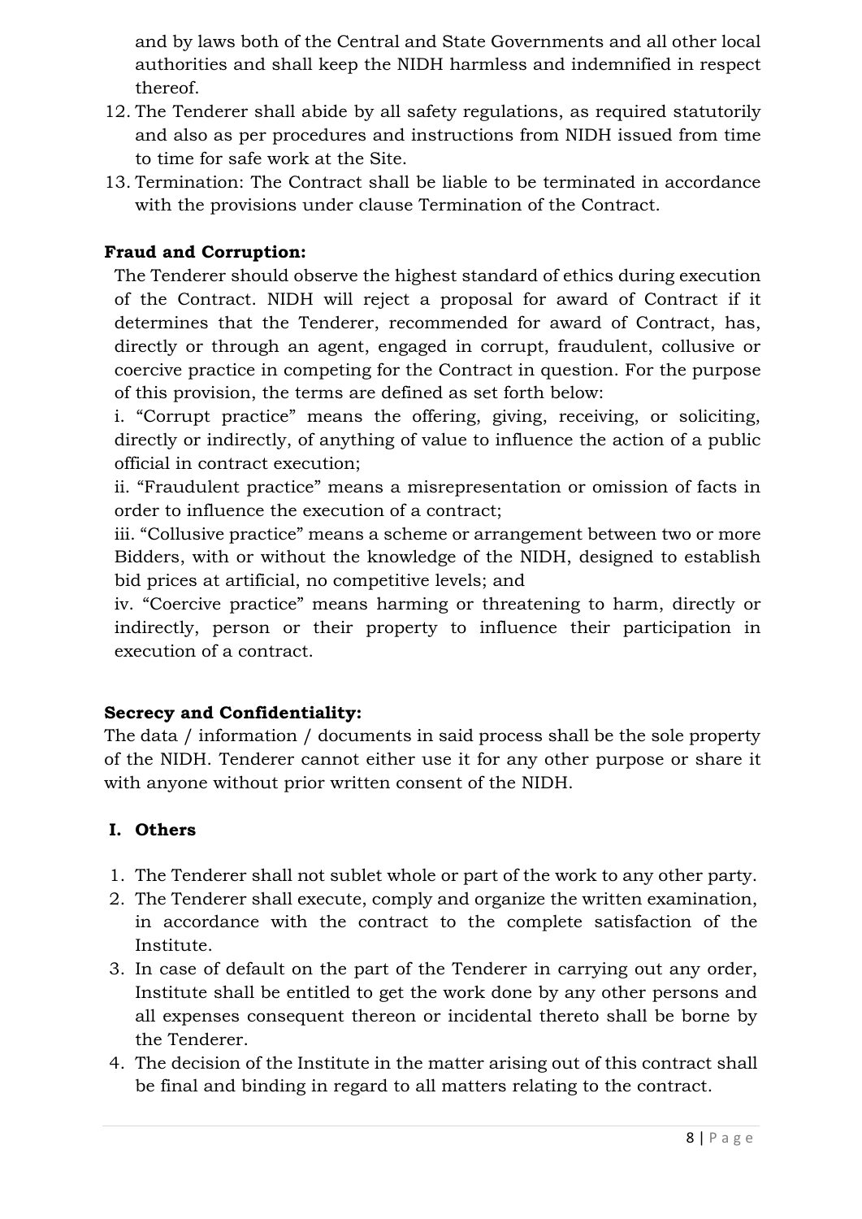and by laws both of the Central and State Governments and all other local authorities and shall keep the NIDH harmless and indemnified in respect thereof.

12. The Tenderer shall abide by all safety regulations, as required statutorily and also as per procedures and instructions from NIDH issued from time to time for safe work at the Site.
13. Termination: The Contract shall be liable to be terminated in accordance with the provisions under clause Termination of the Contract.

**Fraud and Corruption:**

The Tenderer should observe the highest standard of ethics during execution of the Contract. NIDH will reject a proposal for award of Contract if it determines that the Tenderer, recommended for award of Contract, has, directly or through an agent, engaged in corrupt, fraudulent, collusive or coercive practice in competing for the Contract in question. For the purpose of this provision, the terms are defined as set forth below:

i. "Corrupt practice" means the offering, giving, receiving, or soliciting, directly or indirectly, of anything of value to influence the action of a public official in contract execution;

ii. "Fraudulent practice" means a misrepresentation or omission of facts in order to influence the execution of a contract;

iii. "Collusive practice" means a scheme or arrangement between two or more Bidders, with or without the knowledge of the NIDH, designed to establish bid prices at artificial, no competitive levels; and

iv. "Coercive practice" means harming or threatening to harm, directly or indirectly, person or their property to influence their participation in execution of a contract.

**Secrecy and Confidentiality:**

The data / information / documents in said process shall be the sole property of the NIDH. Tenderer cannot either use it for any other purpose or share it with anyone without prior written consent of the NIDH.

**I. Others**

1. The Tenderer shall not sublet whole or part of the work to any other party.
2. The Tenderer shall execute, comply and organize the written examination, in accordance with the contract to the complete satisfaction of the Institute.
3. In case of default on the part of the Tenderer in carrying out any order, Institute shall be entitled to get the work done by any other persons and all expenses consequent thereon or incidental thereto shall be borne by the Tenderer.
4. The decision of the Institute in the matter arising out of this contract shall be final and binding in regard to all matters relating to the contract.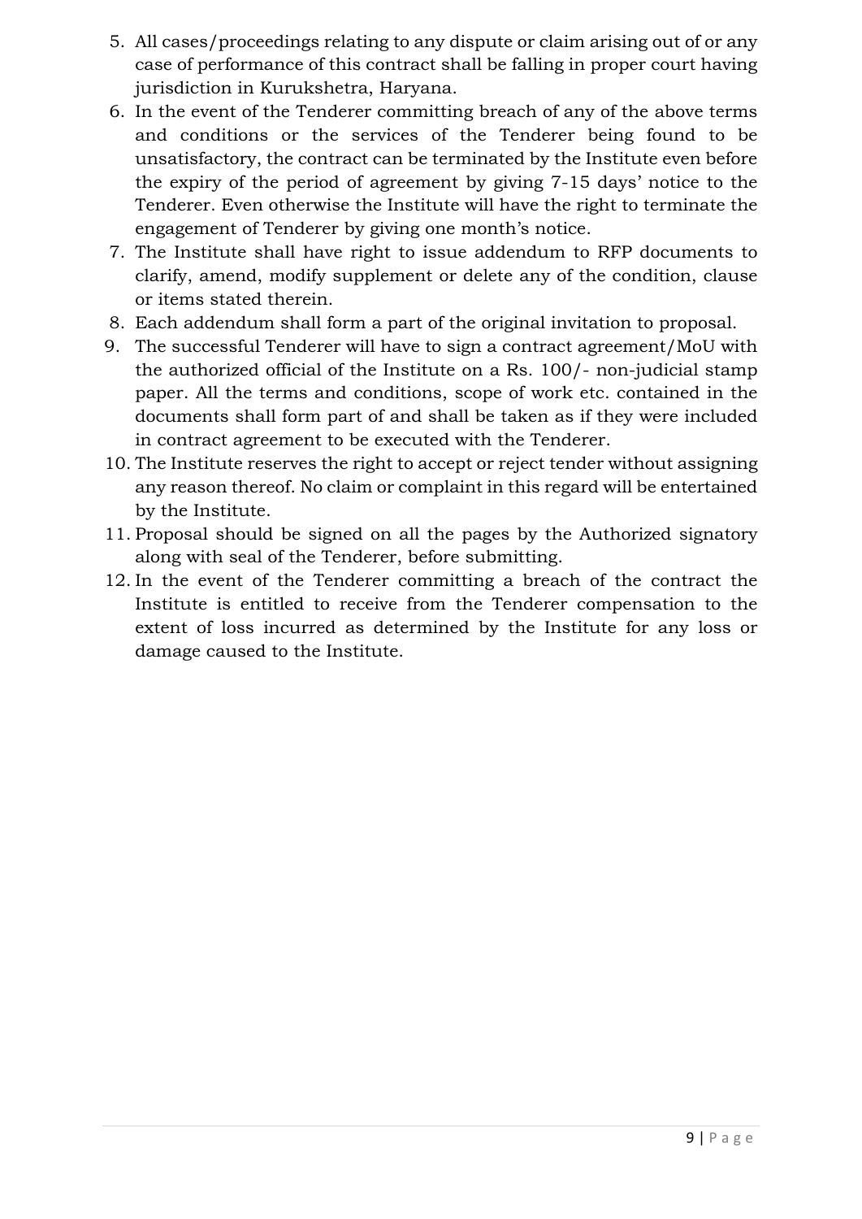5. All cases/proceedings relating to any dispute or claim arising out of or any case of performance of this contract shall be falling in proper court having jurisdiction in Kurukshetra, Haryana.
6. In the event of the Tenderer committing breach of any of the above terms and conditions or the services of the Tenderer being found to be unsatisfactory, the contract can be terminated by the Institute even before the expiry of the period of agreement by giving 7-15 days' notice to the Tenderer. Even otherwise the Institute will have the right to terminate the engagement of Tenderer by giving one month's notice.
7. The Institute shall have right to issue addendum to RFP documents to clarify, amend, modify supplement or delete any of the condition, clause or items stated therein.
8. Each addendum shall form a part of the original invitation to proposal.
9. The successful Tenderer will have to sign a contract agreement/MoU with the authorized official of the Institute on a Rs. 100/- non-judicial stamp paper. All the terms and conditions, scope of work etc. contained in the documents shall form part of and shall be taken as if they were included in contract agreement to be executed with the Tenderer.
10. The Institute reserves the right to accept or reject tender without assigning any reason thereof. No claim or complaint in this regard will be entertained by the Institute.
11. Proposal should be signed on all the pages by the Authorized signatory along with seal of the Tenderer, before submitting.
12. In the event of the Tenderer committing a breach of the contract the Institute is entitled to receive from the Tenderer compensation to the extent of loss incurred as determined by the Institute for any loss or damage caused to the Institute.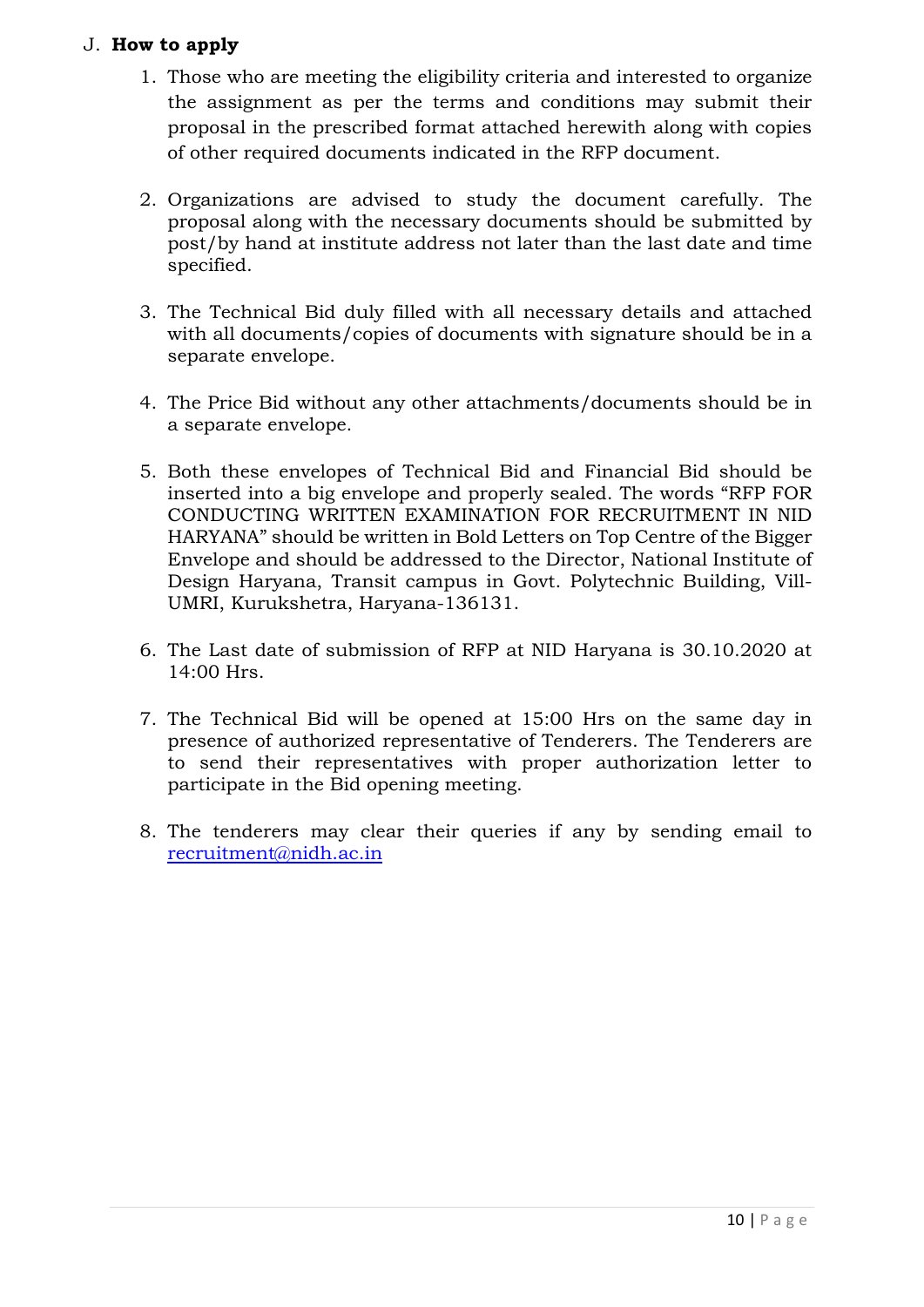## J. **How to apply**

1. Those who are meeting the eligibility criteria and interested to organize the assignment as per the terms and conditions may submit their proposal in the prescribed format attached herewith along with copies of other required documents indicated in the RFP document.

2. Organizations are advised to study the document carefully. The proposal along with the necessary documents should be submitted by post/by hand at institute address not later than the last date and time specified.

3. The Technical Bid duly filled with all necessary details and attached with all documents/copies of documents with signature should be in a separate envelope.

4. The Price Bid without any other attachments/documents should be in a separate envelope.

5. Both these envelopes of Technical Bid and Financial Bid should be inserted into a big envelope and properly sealed. The words "RFP FOR CONDUCTING WRITTEN EXAMINATION FOR RECRUITMENT IN NID HARYANA" should be written in Bold Letters on Top Centre of the Bigger Envelope and should be addressed to the Director, National Institute of Design Haryana, Transit campus in Govt. Polytechnic Building, Vill-UMRI, Kurukshetra, Haryana-136131.

6. The Last date of submission of RFP at NID Haryana is 30.10.2020 at 14:00 Hrs.

7. The Technical Bid will be opened at 15:00 Hrs on the same day in presence of authorized representative of Tenderers. The Tenderers are to send their representatives with proper authorization letter to participate in the Bid opening meeting.

8. The tenderers may clear their queries if any by sending email to recruitment@nidh.ac.in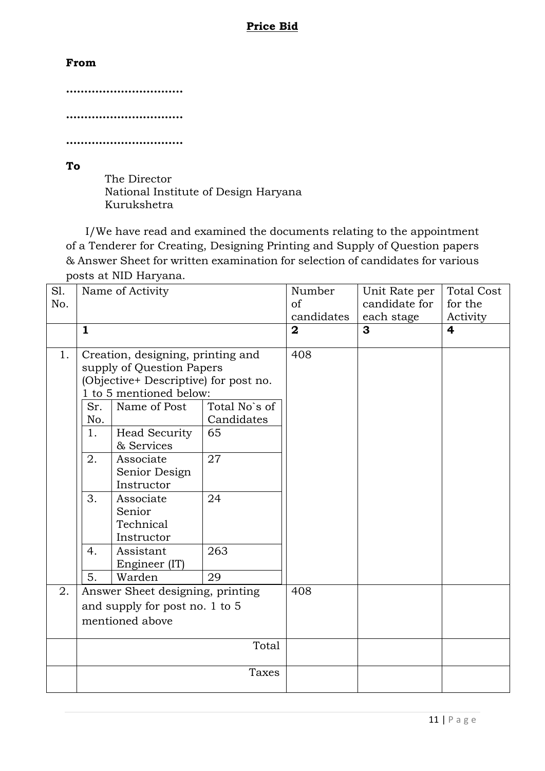**Price Bid**

**From**

**..............................**

**..............................**

**..............................**

**To**

The Director
National Institute of Design Haryana
Kurukshetra

I/We have read and examined the documents relating to the appointment of a Tenderer for Creating, Designing Printing and Supply of Question papers & Answer Sheet for written examination for selection of candidates for various posts at NID Haryana.

| Sl. No. | Name of Activity | Number of candidates | Unit Rate per candidate for each stage | Total Cost for the Activity |
|---|---|---|---|---|
| | **1** | **2** | **3** | **4** |
| 1. | Creation, designing, printing and supply of Question Papers (Objective+ Descriptive) for post no. 1 to 5 mentioned below:<br><br>Sr. No. / Name of Post / Total No`s of Candidates<br>1. Head Security & Services — 65<br>2. Associate Senior Design Instructor — 27<br>3. Associate Senior Technical Instructor — 24<br>4. Assistant Engineer (IT) — 263<br>5. Warden — 29 | 408 | | |
| 2. | Answer Sheet designing, printing and supply for post no. 1 to 5 mentioned above | 408 | | |
| | Total | | | |
| | Taxes | | | |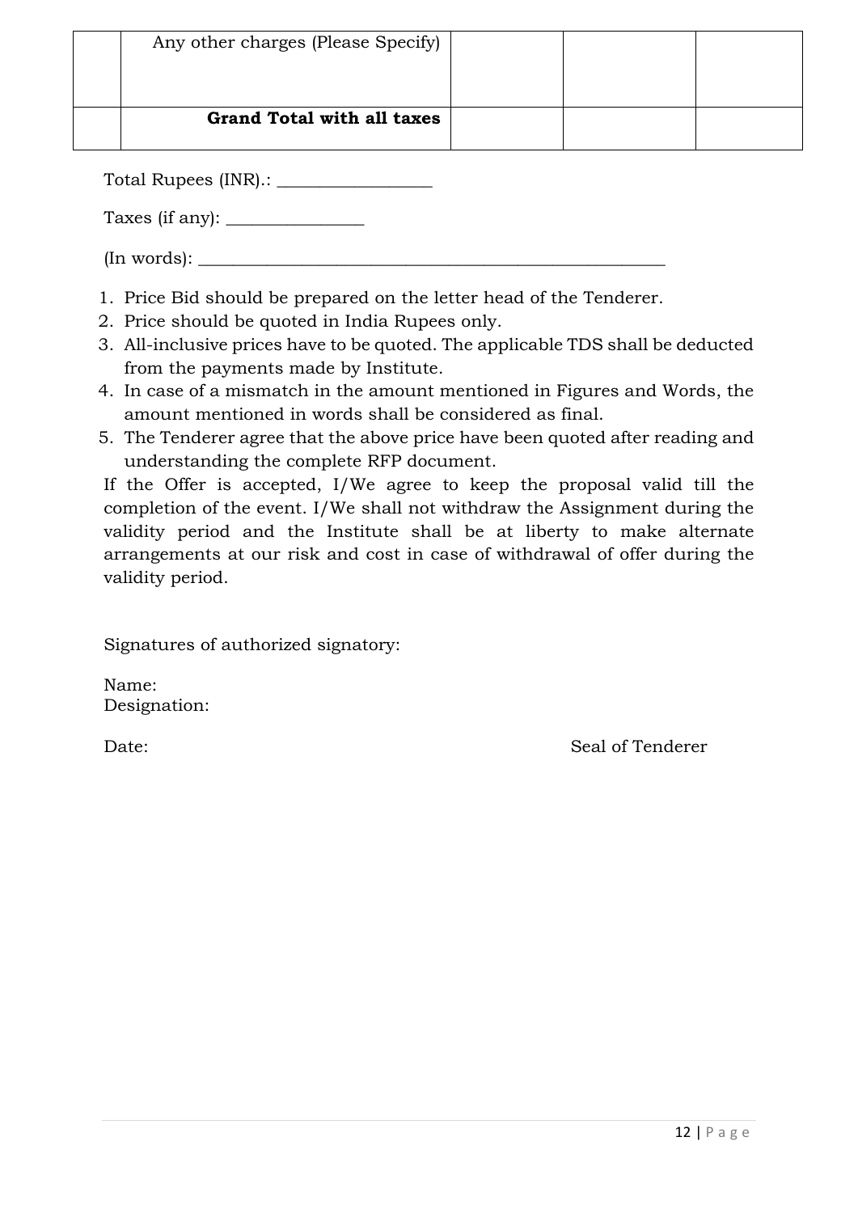|  |  |  |  |  |
|---|---|---|---|---|
|  | Any other charges (Please Specify) |  |  |  |
|  | **Grand Total with all taxes** |  |  |  |

Total Rupees (INR).: _________________

Taxes (if any): ________________

(In words): _______________________________________________________

1. Price Bid should be prepared on the letter head of the Tenderer.
2. Price should be quoted in India Rupees only.
3. All-inclusive prices have to be quoted. The applicable TDS shall be deducted from the payments made by Institute.
4. In case of a mismatch in the amount mentioned in Figures and Words, the amount mentioned in words shall be considered as final.
5. The Tenderer agree that the above price have been quoted after reading and understanding the complete RFP document.

If the Offer is accepted, I/We agree to keep the proposal valid till the completion of the event. I/We shall not withdraw the Assignment during the validity period and the Institute shall be at liberty to make alternate arrangements at our risk and cost in case of withdrawal of offer during the validity period.

Signatures of authorized signatory:

Name:
Designation:

Date: Seal of Tenderer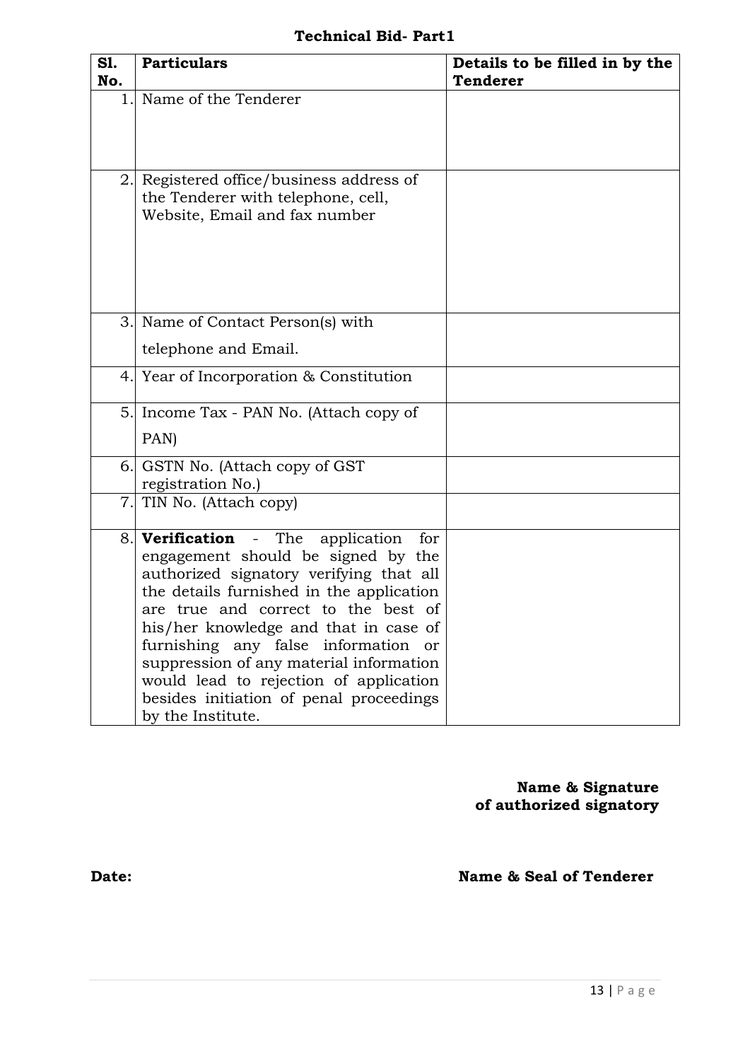## Technical Bid- Part1

| Sl. No. | Particulars | Details to be filled in by the Tenderer |
|---|---|---|
| 1. | Name of the Tenderer | |
| 2. | Registered office/business address of the Tenderer with telephone, cell, Website, Email and fax number | |
| 3. | Name of Contact Person(s) with telephone and Email. | |
| 4. | Year of Incorporation & Constitution | |
| 5. | Income Tax - PAN No. (Attach copy of PAN) | |
| 6. | GSTN No. (Attach copy of GST registration No.) | |
| 7. | TIN No. (Attach copy) | |
| 8. | **Verification** - The application for engagement should be signed by the authorized signatory verifying that all the details furnished in the application are true and correct to the best of his/her knowledge and that in case of furnishing any false information or suppression of any material information would lead to rejection of application besides initiation of penal proceedings by the Institute. | |

**Name & Signature of authorized signatory**

**Date:**

**Name & Seal of Tenderer**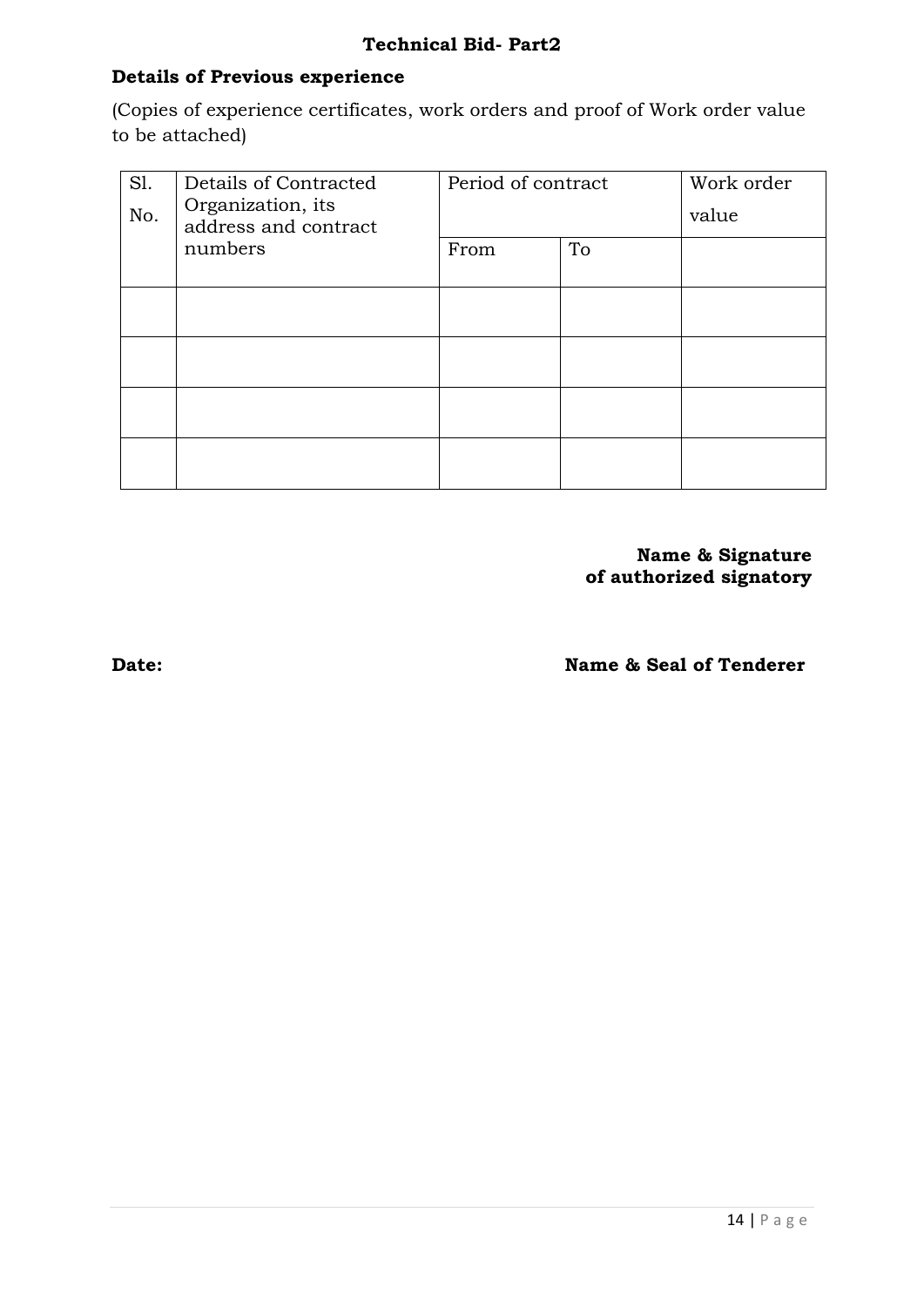**Technical Bid- Part2**

**Details of Previous experience**

(Copies of experience certificates, work orders and proof of Work order value to be attached)

| Sl. No. | Details of Contracted Organization, its address and contract numbers | Period of contract | | Work order value |
|---|---|---|---|---|
| | | From | To | |
| | | | | |
| | | | | |
| | | | | |
| | | | | |

**Name & Signature of authorized signatory**

**Date:** **Name & Seal of Tenderer**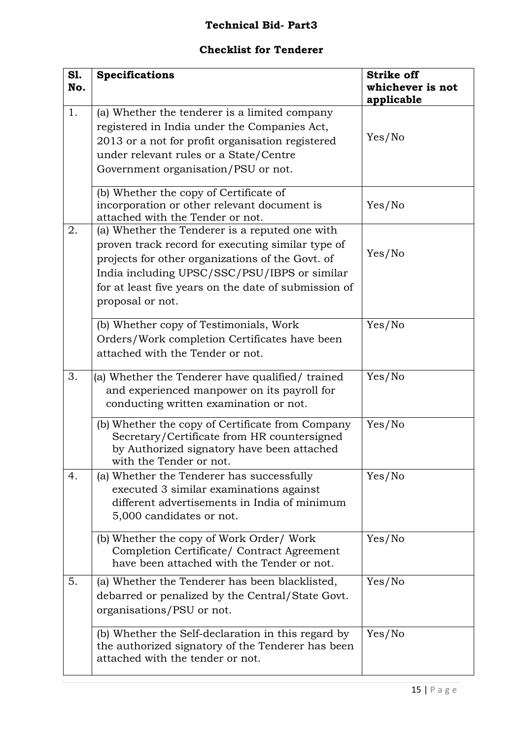**Technical Bid- Part3**

**Checklist for Tenderer**

| Sl. No. | Specifications | Strike off whichever is not applicable |
|---|---|---|
| 1. | (a) Whether the tenderer is a limited company registered in India under the Companies Act, 2013 or a not for profit organisation registered under relevant rules or a State/Centre Government organisation/PSU or not. | Yes/No |
| | (b) Whether the copy of Certificate of incorporation or other relevant document is attached with the Tender or not. | Yes/No |
| 2. | (a) Whether the Tenderer is a reputed one with proven track record for executing similar type of projects for other organizations of the Govt. of India including UPSC/SSC/PSU/IBPS or similar for at least five years on the date of submission of proposal or not. | Yes/No |
| | (b) Whether copy of Testimonials, Work Orders/Work completion Certificates have been attached with the Tender or not. | Yes/No |
| 3. | (a) Whether the Tenderer have qualified/ trained and experienced manpower on its payroll for conducting written examination or not. | Yes/No |
| | (b) Whether the copy of Certificate from Company Secretary/Certificate from HR countersigned by Authorized signatory have been attached with the Tender or not. | Yes/No |
| 4. | (a) Whether the Tenderer has successfully executed 3 similar examinations against different advertisements in India of minimum 5,000 candidates or not. | Yes/No |
| | (b) Whether the copy of Work Order/ Work Completion Certificate/ Contract Agreement have been attached with the Tender or not. | Yes/No |
| 5. | (a) Whether the Tenderer has been blacklisted, debarred or penalized by the Central/State Govt. organisations/PSU or not. | Yes/No |
| | (b) Whether the Self-declaration in this regard by the authorized signatory of the Tenderer has been attached with the tender or not. | Yes/No |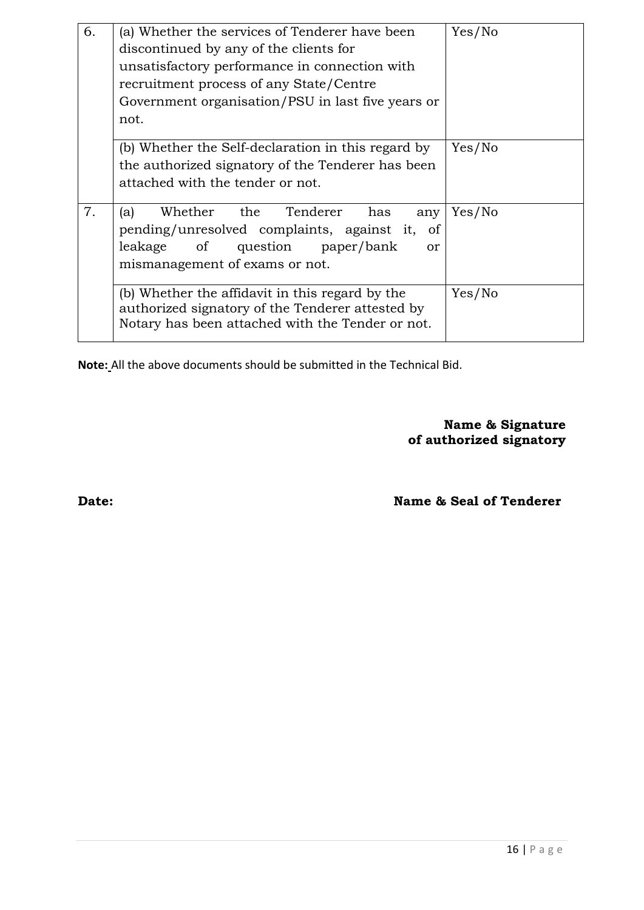| | | |
|---|---|---|
| 6. | (a) Whether the services of Tenderer have been discontinued by any of the clients for unsatisfactory performance in connection with recruitment process of any State/Centre Government organisation/PSU in last five years or not. | Yes/No |
| | (b) Whether the Self-declaration in this regard by the authorized signatory of the Tenderer has been attached with the tender or not. | Yes/No |
| 7. | (a) Whether the Tenderer has any pending/unresolved complaints, against it, of leakage of question paper/bank or mismanagement of exams or not. | Yes/No |
| | (b) Whether the affidavit in this regard by the authorized signatory of the Tenderer attested by Notary has been attached with the Tender or not. | Yes/No |

**Note:** All the above documents should be submitted in the Technical Bid.

**Name & Signature of authorized signatory**

**Date:** **Name & Seal of Tenderer**